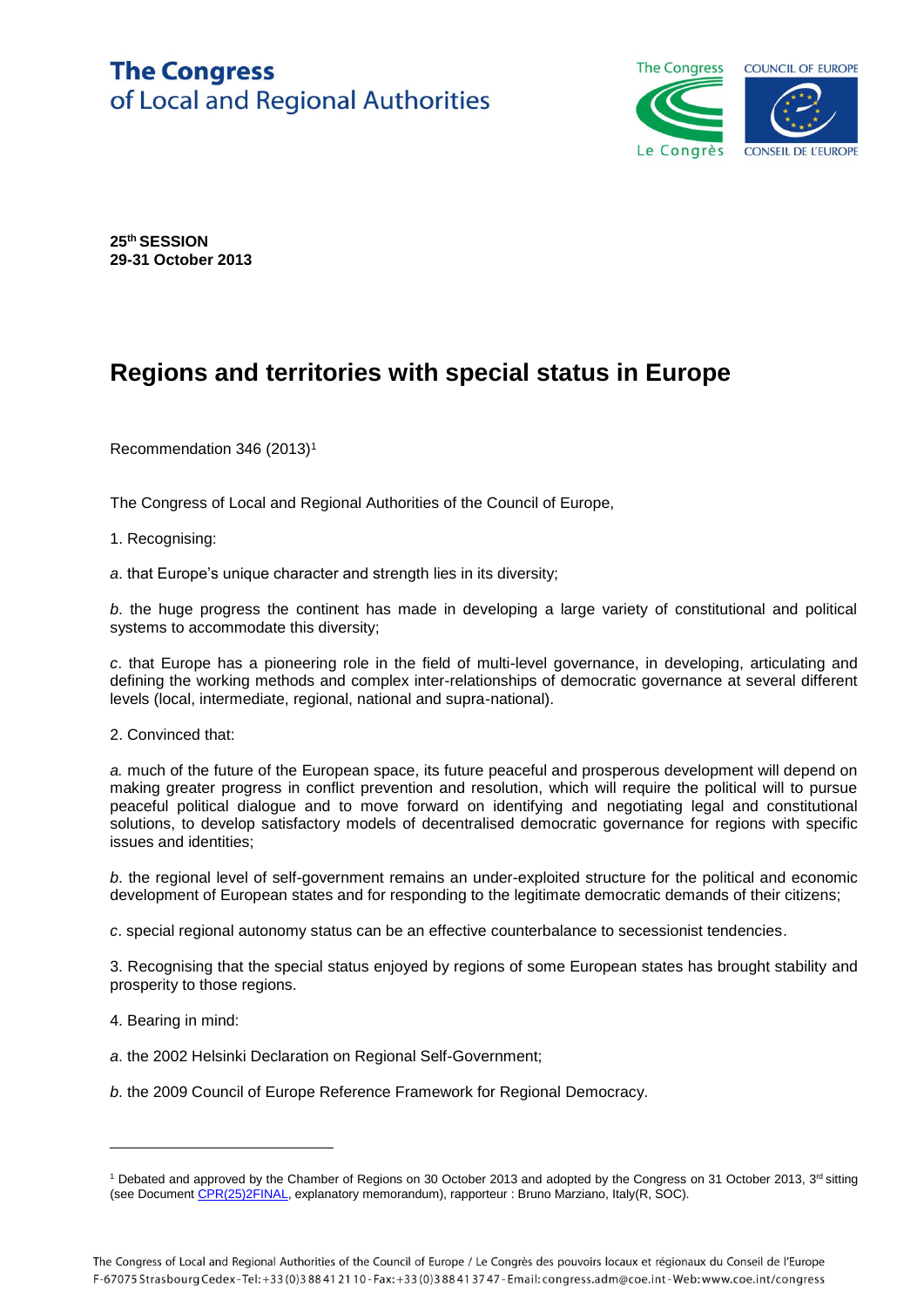**The Congress**
**of Local and Regional Authorities**

**25th SESSION**
**29-31 October 2013**

# Regions and territories with special status in Europe

Recommendation 346 (2013)[1]

The Congress of Local and Regional Authorities of the Council of Europe,

1. Recognising:

*a*. that Europe's unique character and strength lies in its diversity;

*b*. the huge progress the continent has made in developing a large variety of constitutional and political systems to accommodate this diversity;

*c*. that Europe has a pioneering role in the field of multi-level governance, in developing, articulating and defining the working methods and complex inter-relationships of democratic governance at several different levels (local, intermediate, regional, national and supra-national).

2. Convinced that:

*a.* much of the future of the European space, its future peaceful and prosperous development will depend on making greater progress in conflict prevention and resolution, which will require the political will to pursue peaceful political dialogue and to move forward on identifying and negotiating legal and constitutional solutions, to develop satisfactory models of decentralised democratic governance for regions with specific issues and identities;

*b*. the regional level of self-government remains an under-exploited structure for the political and economic development of European states and for responding to the legitimate democratic demands of their citizens;

*c*. special regional autonomy status can be an effective counterbalance to secessionist tendencies.

3. Recognising that the special status enjoyed by regions of some European states has brought stability and prosperity to those regions.

4. Bearing in mind:

*a*. the 2002 Helsinki Declaration on Regional Self-Government;

*b*. the 2009 Council of Europe Reference Framework for Regional Democracy.

---

[1] Debated and approved by the Chamber of Regions on 30 October 2013 and adopted by the Congress on 31 October 2013, 3rd sitting (see Document CPR(25)2FINAL, explanatory memorandum), rapporteur : Bruno Marziano, Italy(R, SOC).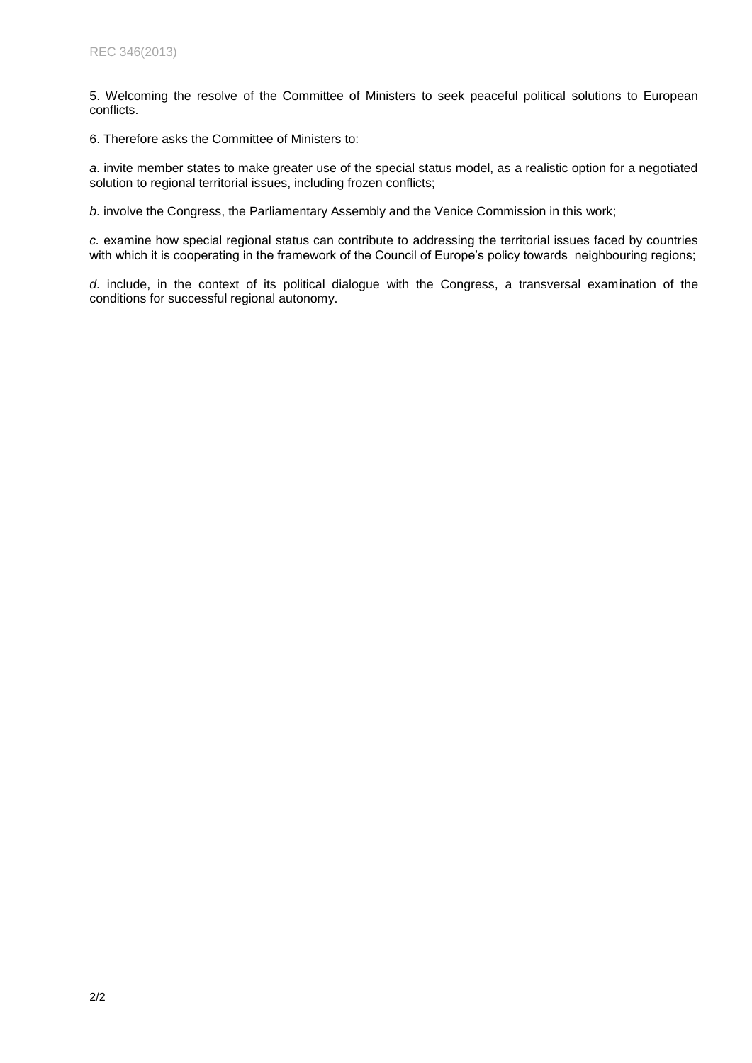5. Welcoming the resolve of the Committee of Ministers to seek peaceful political solutions to European conflicts.

6. Therefore asks the Committee of Ministers to:

*a*. invite member states to make greater use of the special status model, as a realistic option for a negotiated solution to regional territorial issues, including frozen conflicts;

*b*. involve the Congress, the Parliamentary Assembly and the Venice Commission in this work;

*c.* examine how special regional status can contribute to addressing the territorial issues faced by countries with which it is cooperating in the framework of the Council of Europe's policy towards neighbouring regions;

*d*. include, in the context of its political dialogue with the Congress, a transversal examination of the conditions for successful regional autonomy.